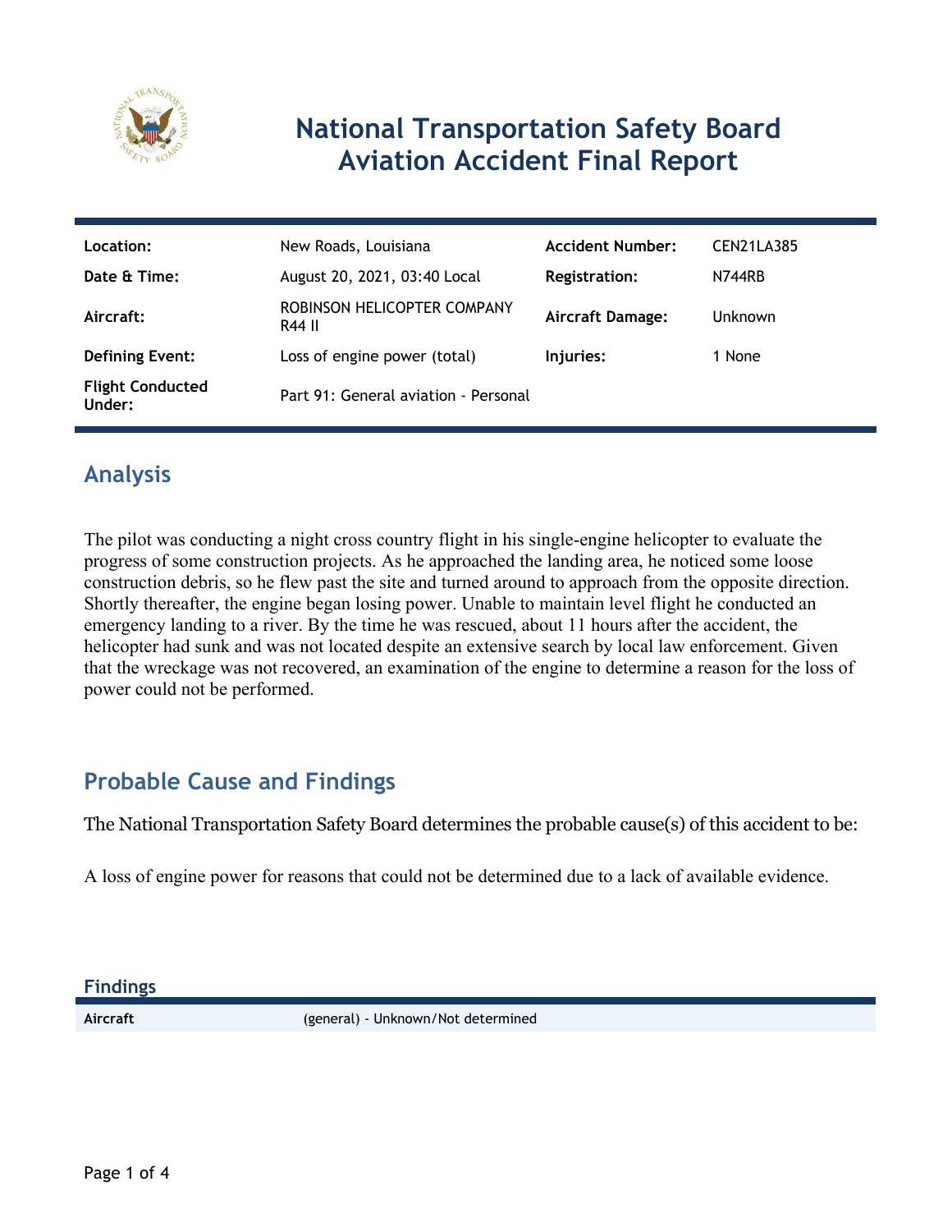# National Transportation Safety Board Aviation Accident Final Report

| | | | |
|---|---|---|---|
| **Location:** | New Roads, Louisiana | **Accident Number:** | CEN21LA385 |
| **Date & Time:** | August 20, 2021, 03:40 Local | **Registration:** | N744RB |
| **Aircraft:** | ROBINSON HELICOPTER COMPANY R44 II | **Aircraft Damage:** | Unknown |
| **Defining Event:** | Loss of engine power (total) | **Injuries:** | 1 None |
| **Flight Conducted Under:** | Part 91: General aviation - Personal | | |

## Analysis

The pilot was conducting a night cross country flight in his single-engine helicopter to evaluate the progress of some construction projects. As he approached the landing area, he noticed some loose construction debris, so he flew past the site and turned around to approach from the opposite direction. Shortly thereafter, the engine began losing power. Unable to maintain level flight he conducted an emergency landing to a river. By the time he was rescued, about 11 hours after the accident, the helicopter had sunk and was not located despite an extensive search by local law enforcement. Given that the wreckage was not recovered, an examination of the engine to determine a reason for the loss of power could not be performed.

## Probable Cause and Findings

The National Transportation Safety Board determines the probable cause(s) of this accident to be:

A loss of engine power for reasons that could not be determined due to a lack of available evidence.

### Findings

| | |
|---|---|
| **Aircraft** | (general) - Unknown/Not determined |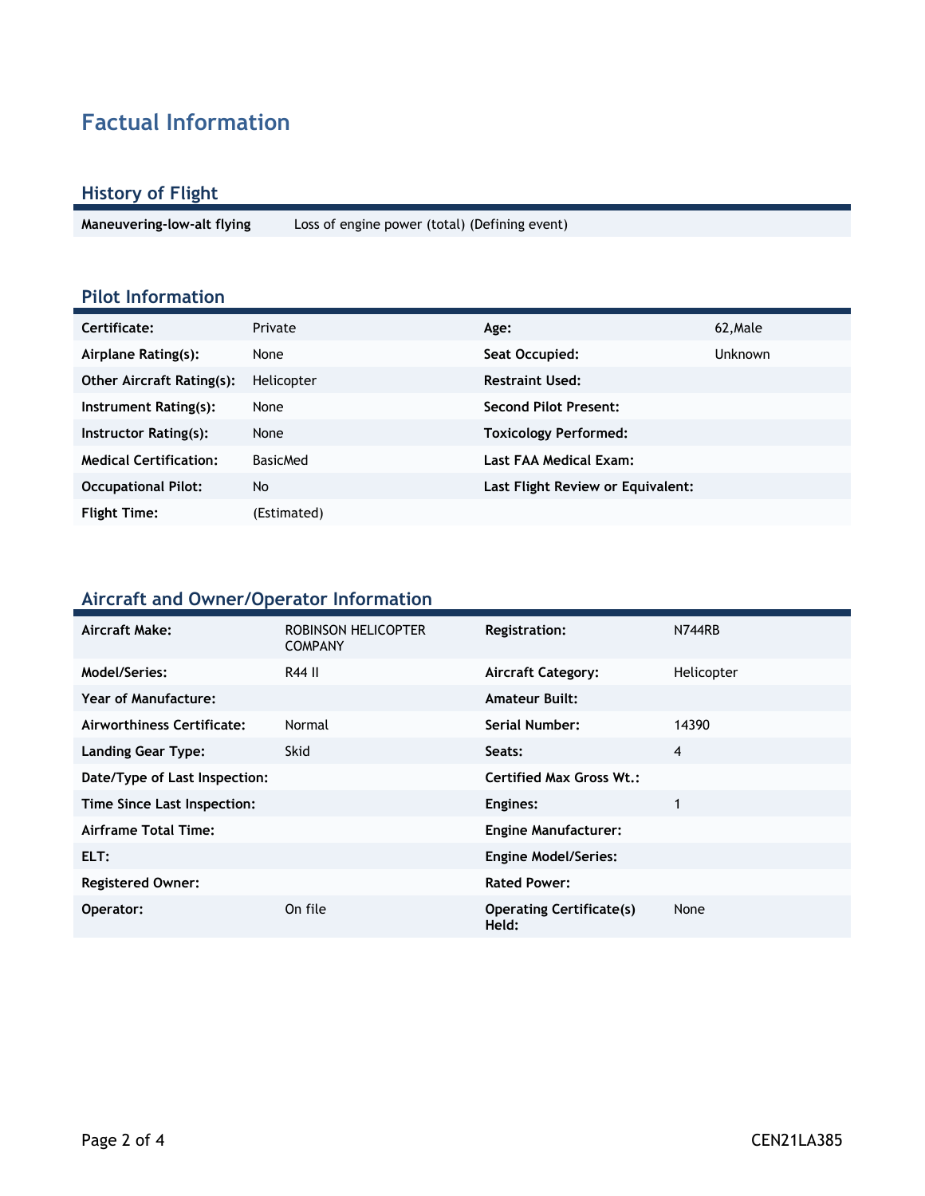# Factual Information

## History of Flight

| | |
|---|---|
| **Maneuvering-low-alt flying** | Loss of engine power (total) (Defining event) |

## Pilot Information

| | | | |
|---|---|---|---|
| **Certificate:** | Private | **Age:** | 62,Male |
| **Airplane Rating(s):** | None | **Seat Occupied:** | Unknown |
| **Other Aircraft Rating(s):** | Helicopter | **Restraint Used:** | |
| **Instrument Rating(s):** | None | **Second Pilot Present:** | |
| **Instructor Rating(s):** | None | **Toxicology Performed:** | |
| **Medical Certification:** | BasicMed | **Last FAA Medical Exam:** | |
| **Occupational Pilot:** | No | **Last Flight Review or Equivalent:** | |
| **Flight Time:** | (Estimated) | | |

## Aircraft and Owner/Operator Information

| | | | |
|---|---|---|---|
| **Aircraft Make:** | ROBINSON HELICOPTER COMPANY | **Registration:** | N744RB |
| **Model/Series:** | R44 II | **Aircraft Category:** | Helicopter |
| **Year of Manufacture:** | | **Amateur Built:** | |
| **Airworthiness Certificate:** | Normal | **Serial Number:** | 14390 |
| **Landing Gear Type:** | Skid | **Seats:** | 4 |
| **Date/Type of Last Inspection:** | | **Certified Max Gross Wt.:** | |
| **Time Since Last Inspection:** | | **Engines:** | 1 |
| **Airframe Total Time:** | | **Engine Manufacturer:** | |
| **ELT:** | | **Engine Model/Series:** | |
| **Registered Owner:** | | **Rated Power:** | |
| **Operator:** | On file | **Operating Certificate(s) Held:** | None |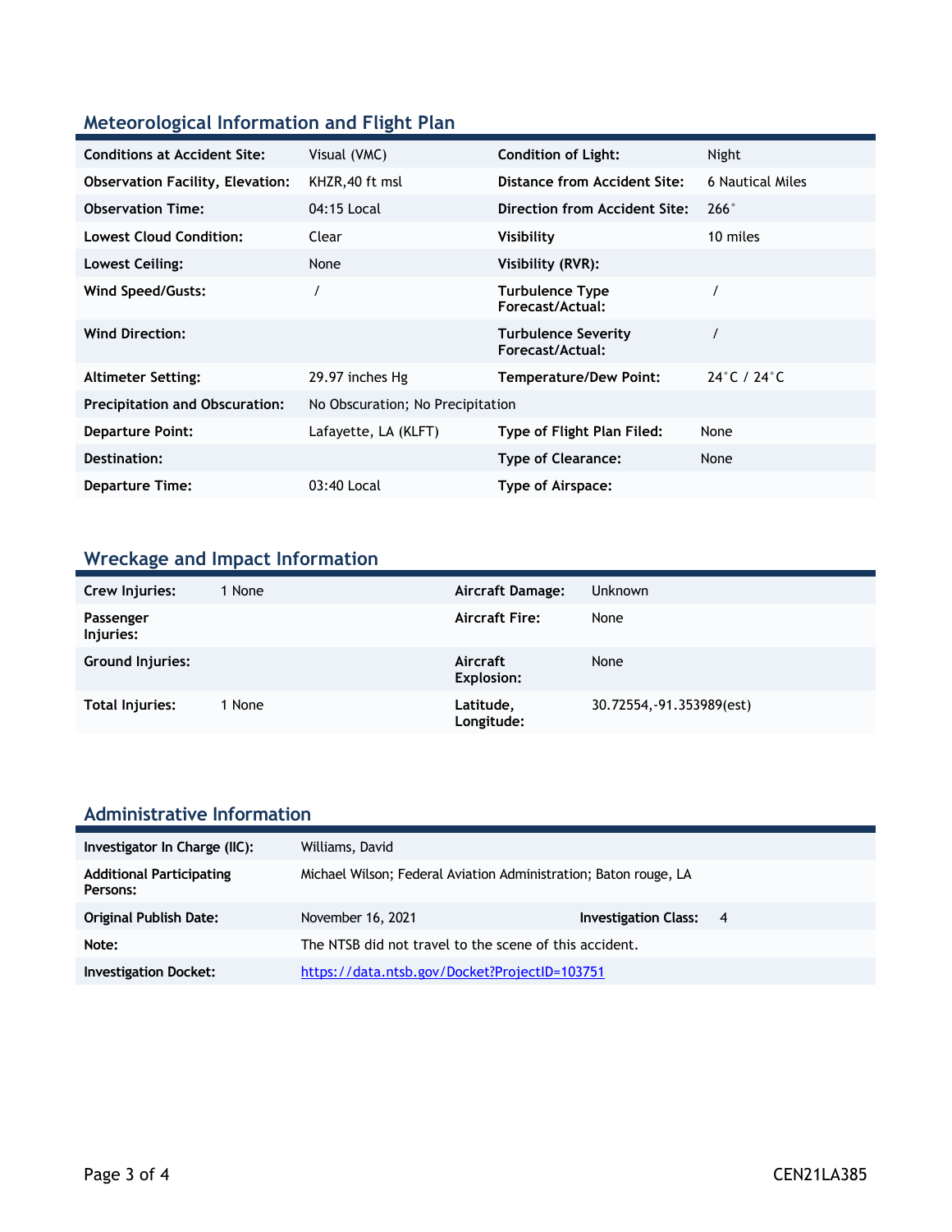## Meteorological Information and Flight Plan

| | | | |
|---|---|---|---|
| **Conditions at Accident Site:** | Visual (VMC) | **Condition of Light:** | Night |
| **Observation Facility, Elevation:** | KHZR,40 ft msl | **Distance from Accident Site:** | 6 Nautical Miles |
| **Observation Time:** | 04:15 Local | **Direction from Accident Site:** | 266° |
| **Lowest Cloud Condition:** | Clear | **Visibility** | 10 miles |
| **Lowest Ceiling:** | None | **Visibility (RVR):** | |
| **Wind Speed/Gusts:** | / | **Turbulence Type Forecast/Actual:** | / |
| **Wind Direction:** | | **Turbulence Severity Forecast/Actual:** | / |
| **Altimeter Setting:** | 29.97 inches Hg | **Temperature/Dew Point:** | 24°C / 24°C |
| **Precipitation and Obscuration:** | No Obscuration; No Precipitation | | |
| **Departure Point:** | Lafayette, LA (KLFT) | **Type of Flight Plan Filed:** | None |
| **Destination:** | | **Type of Clearance:** | None |
| **Departure Time:** | 03:40 Local | **Type of Airspace:** | |

## Wreckage and Impact Information

| | | | |
|---|---|---|---|
| **Crew Injuries:** | 1 None | **Aircraft Damage:** | Unknown |
| **Passenger Injuries:** | | **Aircraft Fire:** | None |
| **Ground Injuries:** | | **Aircraft Explosion:** | None |
| **Total Injuries:** | 1 None | **Latitude, Longitude:** | 30.72554,-91.353989(est) |

## Administrative Information

| | | | |
|---|---|---|---|
| **Investigator In Charge (IIC):** | Williams, David | | |
| **Additional Participating Persons:** | Michael Wilson; Federal Aviation Administration; Baton rouge, LA | | |
| **Original Publish Date:** | November 16, 2021 | **Investigation Class:** | 4 |
| **Note:** | The NTSB did not travel to the scene of this accident. | | |
| **Investigation Docket:** | https://data.ntsb.gov/Docket?ProjectID=103751 | | |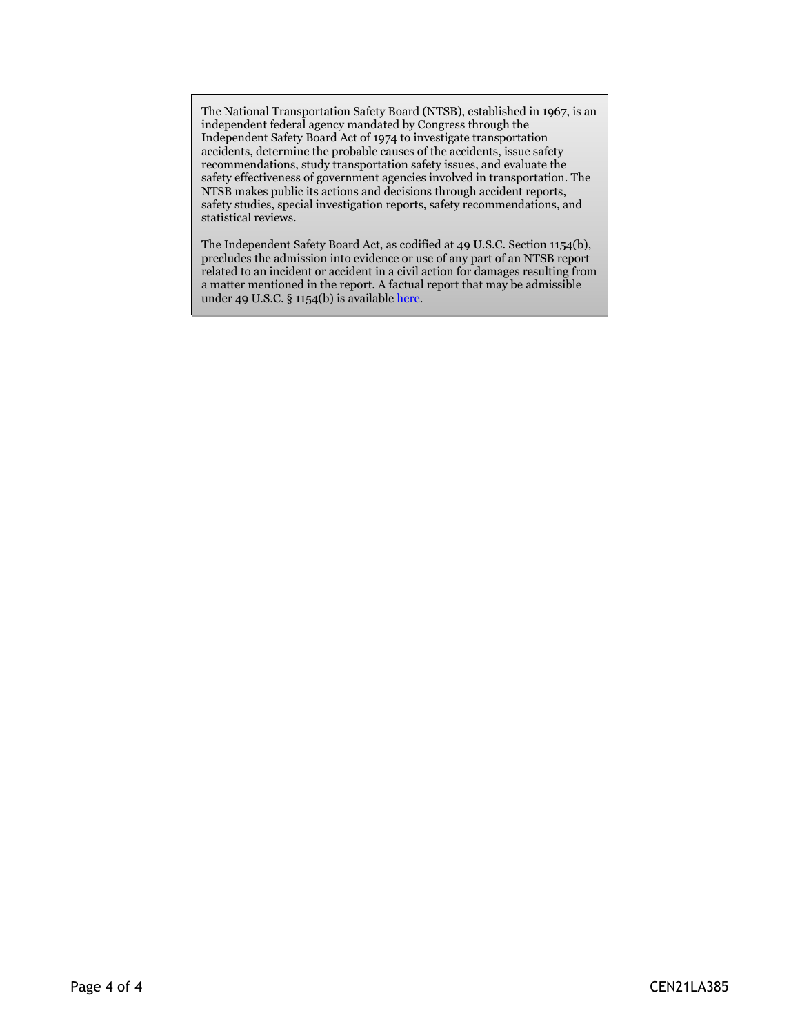The National Transportation Safety Board (NTSB), established in 1967, is an independent federal agency mandated by Congress through the Independent Safety Board Act of 1974 to investigate transportation accidents, determine the probable causes of the accidents, issue safety recommendations, study transportation safety issues, and evaluate the safety effectiveness of government agencies involved in transportation. The NTSB makes public its actions and decisions through accident reports, safety studies, special investigation reports, safety recommendations, and statistical reviews.

The Independent Safety Board Act, as codified at 49 U.S.C. Section 1154(b), precludes the admission into evidence or use of any part of an NTSB report related to an incident or accident in a civil action for damages resulting from a matter mentioned in the report. A factual report that may be admissible under 49 U.S.C. § 1154(b) is available here.